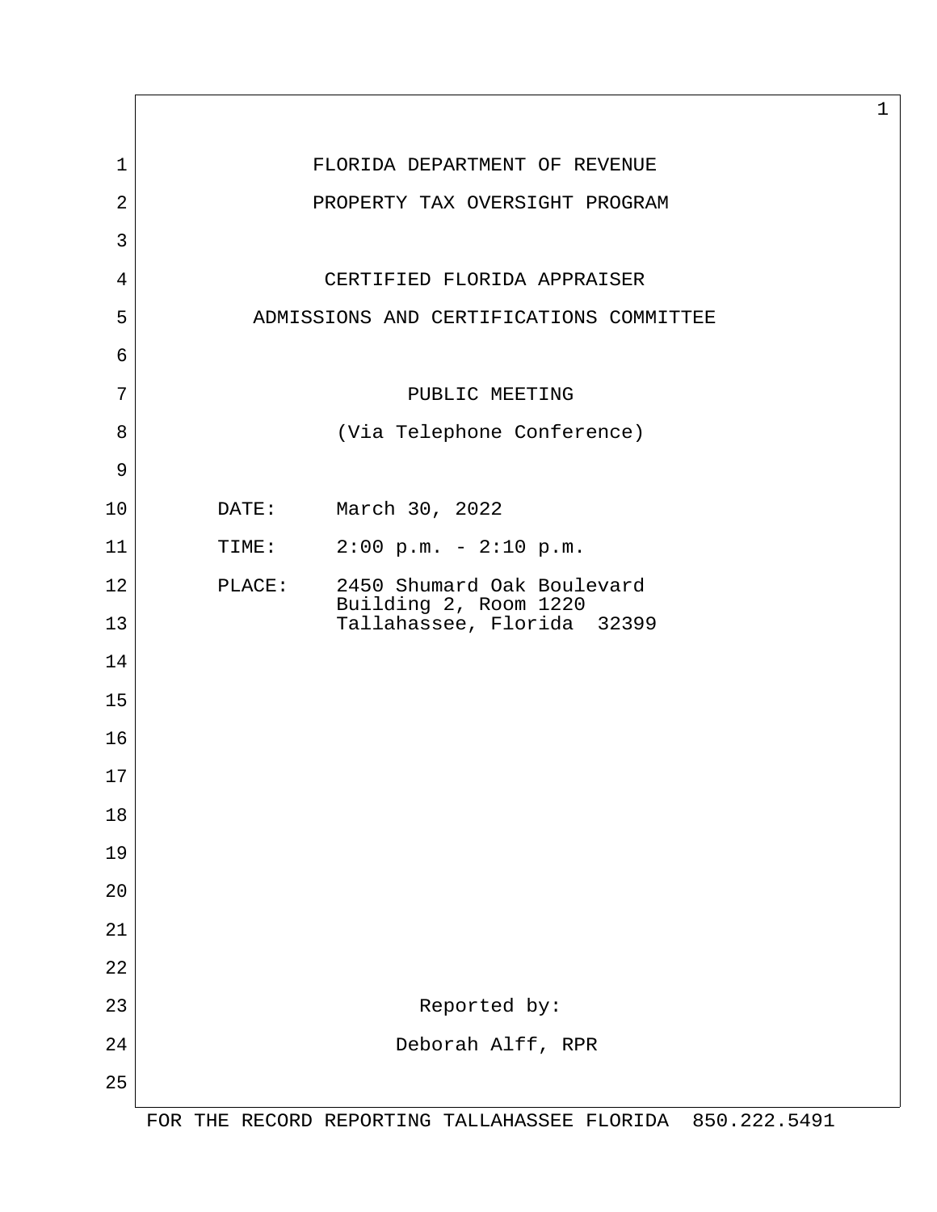FLORIDA DEPARTMENT OF REVENUE

PROPERTY TAX OVERSIGHT PROGRAM

CERTIFIED FLORIDA APPRAISER

ADMISSIONS AND CERTIFICATIONS COMMITTEE

PUBLIC MEETING

(Via Telephone Conference)

DATE: March 30, 2022

TIME: 2:00 p.m. - 2:10 p.m.

PLACE: 2450 Shumard Oak Boulevard
Building 2, Room 1220
Tallahassee, Florida 32399

Reported by:

Deborah Alff, RPR

FOR THE RECORD REPORTING TALLAHASSEE FLORIDA 850.222.5491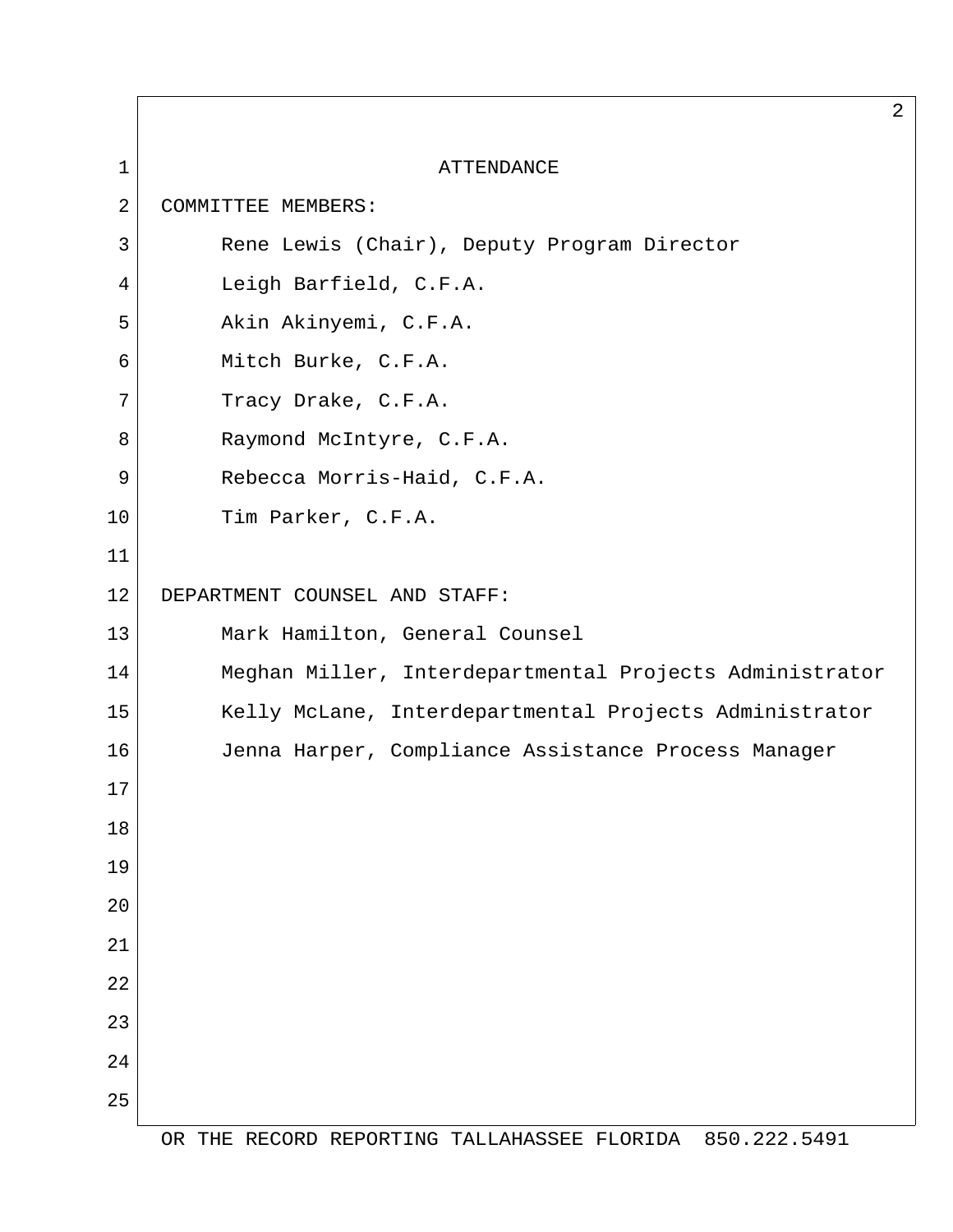# ATTENDANCE

COMMITTEE MEMBERS:

Rene Lewis (Chair), Deputy Program Director
Leigh Barfield, C.F.A.
Akin Akinyemi, C.F.A.
Mitch Burke, C.F.A.
Tracy Drake, C.F.A.
Raymond McIntyre, C.F.A.
Rebecca Morris-Haid, C.F.A.
Tim Parker, C.F.A.

DEPARTMENT COUNSEL AND STAFF:

Mark Hamilton, General Counsel
Meghan Miller, Interdepartmental Projects Administrator
Kelly McLane, Interdepartmental Projects Administrator
Jenna Harper, Compliance Assistance Process Manager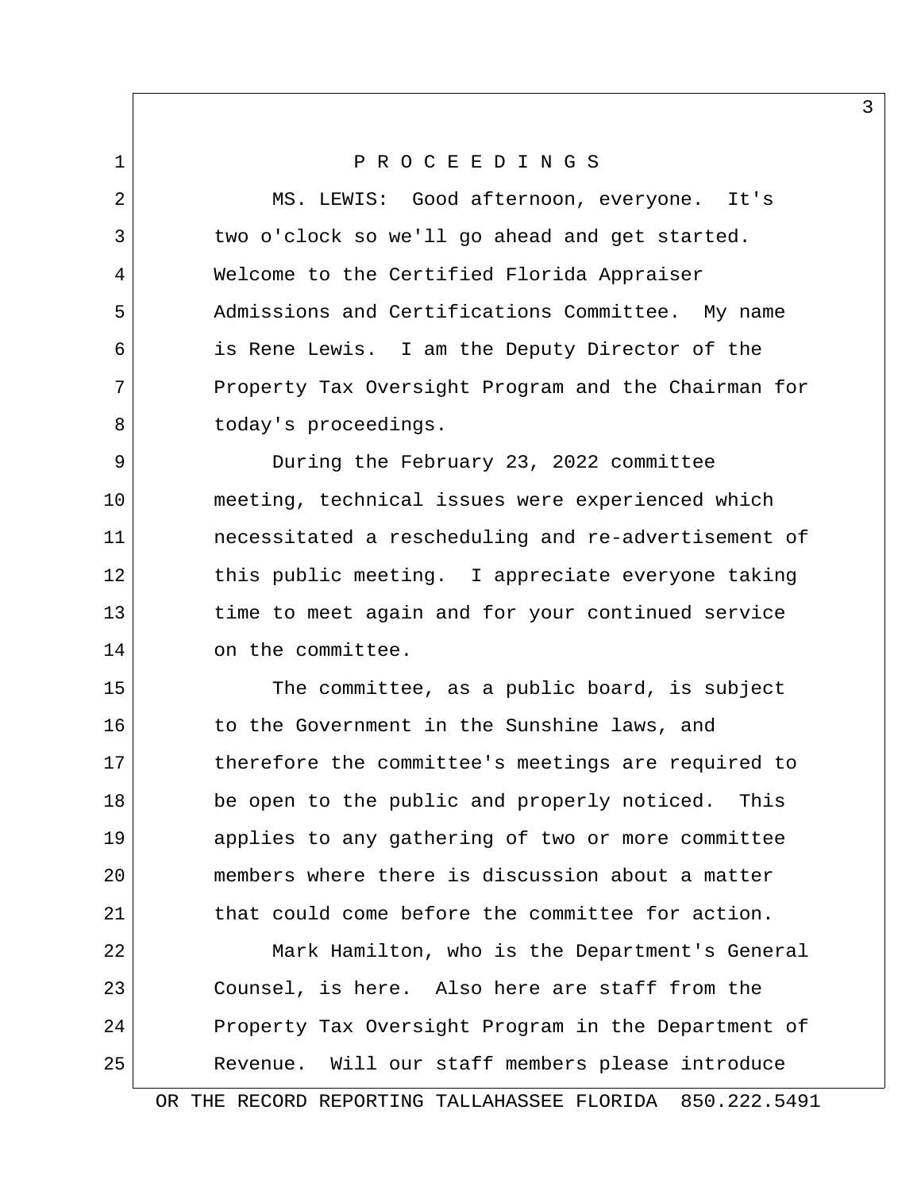# P R O C E E D I N G S

MS. LEWIS: Good afternoon, everyone. It's two o'clock so we'll go ahead and get started. Welcome to the Certified Florida Appraiser Admissions and Certifications Committee. My name is Rene Lewis. I am the Deputy Director of the Property Tax Oversight Program and the Chairman for today's proceedings.

During the February 23, 2022 committee meeting, technical issues were experienced which necessitated a rescheduling and re-advertisement of this public meeting. I appreciate everyone taking time to meet again and for your continued service on the committee.

The committee, as a public board, is subject to the Government in the Sunshine laws, and therefore the committee's meetings are required to be open to the public and properly noticed. This applies to any gathering of two or more committee members where there is discussion about a matter that could come before the committee for action.

Mark Hamilton, who is the Department's General Counsel, is here. Also here are staff from the Property Tax Oversight Program in the Department of Revenue. Will our staff members please introduce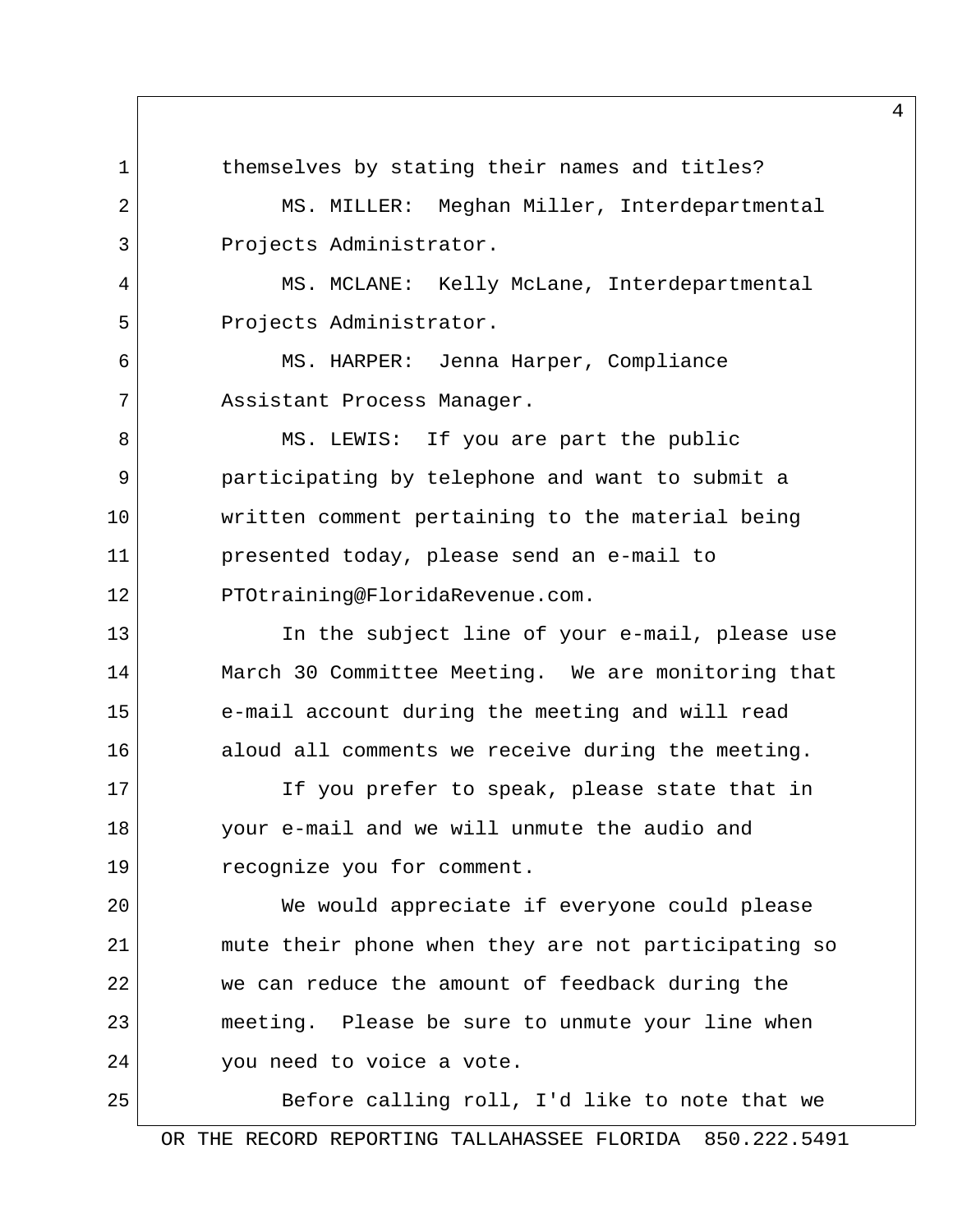themselves by stating their names and titles?

MS. MILLER: Meghan Miller, Interdepartmental Projects Administrator.

MS. MCLANE: Kelly McLane, Interdepartmental Projects Administrator.

MS. HARPER: Jenna Harper, Compliance Assistant Process Manager.

MS. LEWIS: If you are part the public participating by telephone and want to submit a written comment pertaining to the material being presented today, please send an e-mail to PTOtraining@FloridaRevenue.com.

In the subject line of your e-mail, please use March 30 Committee Meeting. We are monitoring that e-mail account during the meeting and will read aloud all comments we receive during the meeting.

If you prefer to speak, please state that in your e-mail and we will unmute the audio and recognize you for comment.

We would appreciate if everyone could please mute their phone when they are not participating so we can reduce the amount of feedback during the meeting. Please be sure to unmute your line when you need to voice a vote.

Before calling roll, I'd like to note that we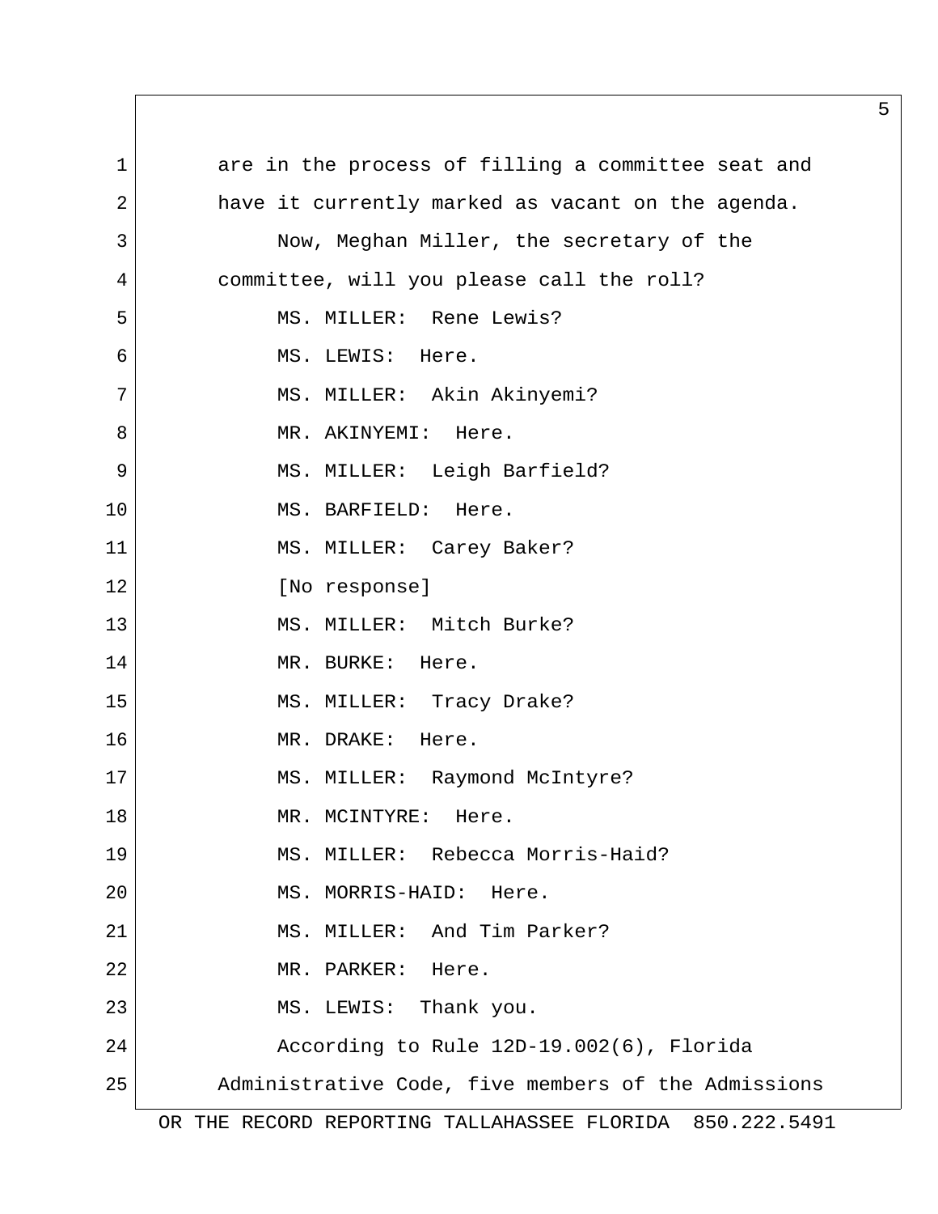are in the process of filling a committee seat and have it currently marked as vacant on the agenda.

Now, Meghan Miller, the secretary of the committee, will you please call the roll?

MS. MILLER: Rene Lewis?

MS. LEWIS: Here.

MS. MILLER: Akin Akinyemi?

MR. AKINYEMI: Here.

MS. MILLER: Leigh Barfield?

MS. BARFIELD: Here.

MS. MILLER: Carey Baker?

[No response]

MS. MILLER: Mitch Burke?

MR. BURKE: Here.

MS. MILLER: Tracy Drake?

MR. DRAKE: Here.

MS. MILLER: Raymond McIntyre?

MR. MCINTYRE: Here.

MS. MILLER: Rebecca Morris-Haid?

MS. MORRIS-HAID: Here.

MS. MILLER: And Tim Parker?

MR. PARKER: Here.

MS. LEWIS: Thank you.

According to Rule 12D-19.002(6), Florida Administrative Code, five members of the Admissions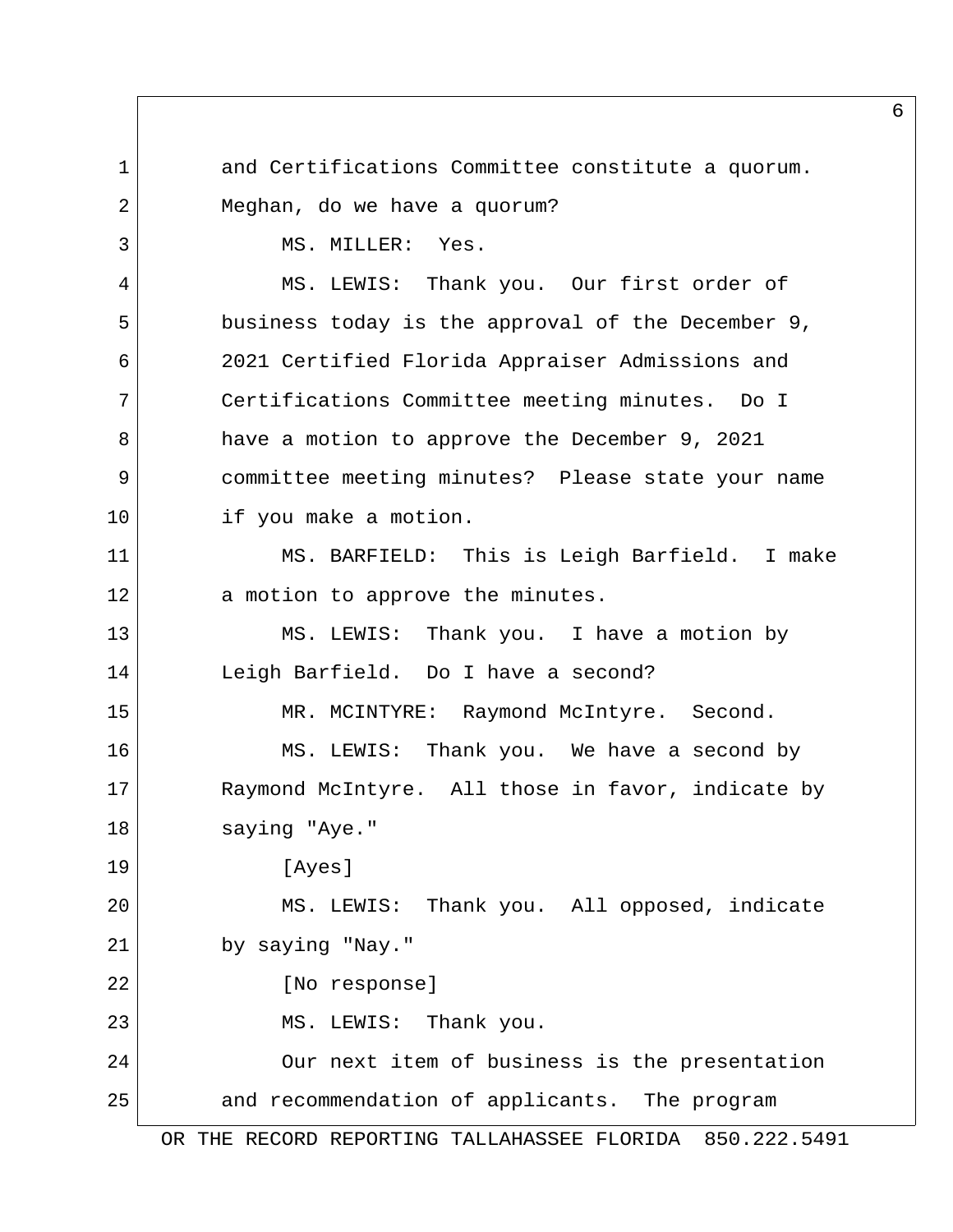and Certifications Committee constitute a quorum. Meghan, do we have a quorum?

MS. MILLER: Yes.

MS. LEWIS: Thank you. Our first order of business today is the approval of the December 9, 2021 Certified Florida Appraiser Admissions and Certifications Committee meeting minutes. Do I have a motion to approve the December 9, 2021 committee meeting minutes? Please state your name if you make a motion.

MS. BARFIELD: This is Leigh Barfield. I make a motion to approve the minutes.

MS. LEWIS: Thank you. I have a motion by Leigh Barfield. Do I have a second?

MR. MCINTYRE: Raymond McIntyre. Second.

MS. LEWIS: Thank you. We have a second by Raymond McIntyre. All those in favor, indicate by saying "Aye."

[Ayes]

MS. LEWIS: Thank you. All opposed, indicate by saying "Nay."

[No response]

MS. LEWIS: Thank you.

Our next item of business is the presentation and recommendation of applicants. The program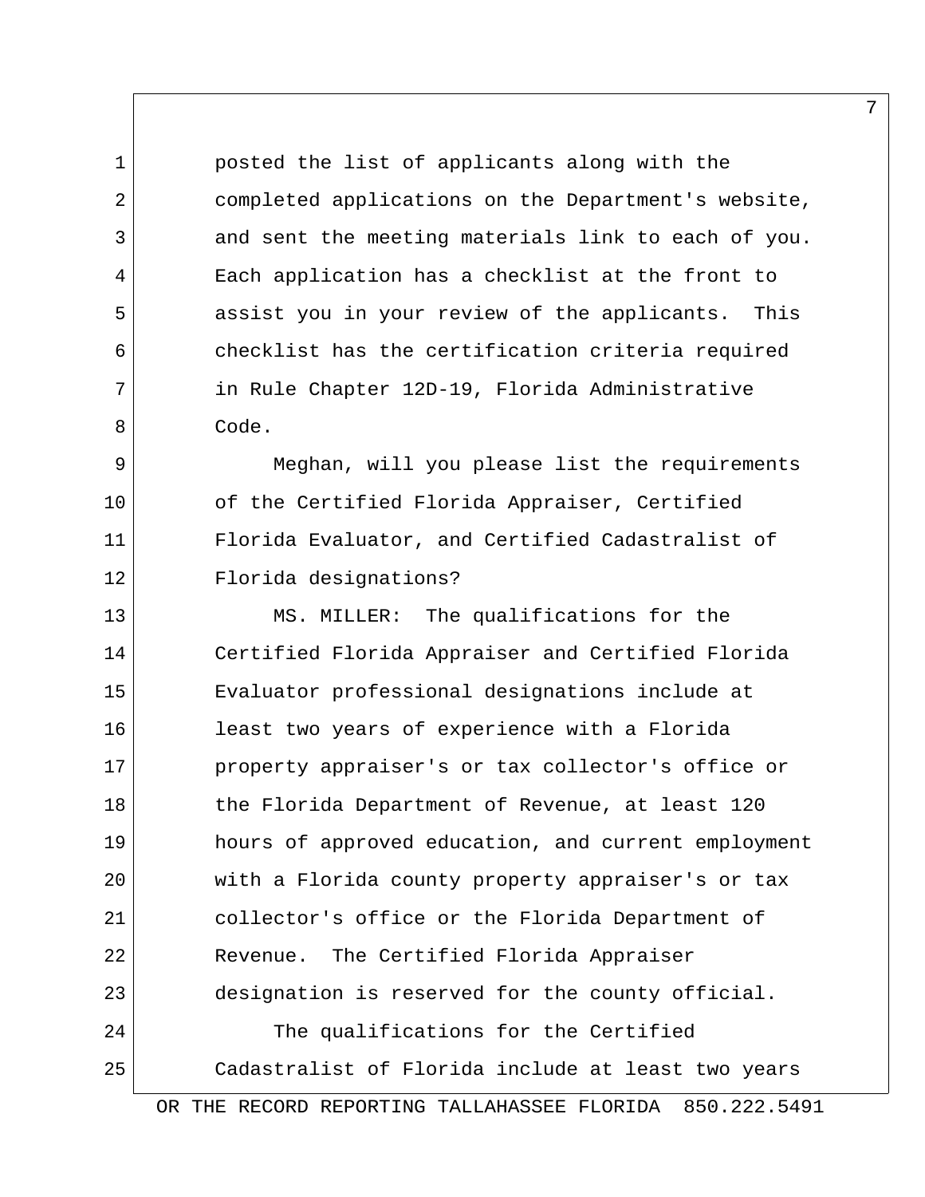posted the list of applicants along with the completed applications on the Department's website, and sent the meeting materials link to each of you. Each application has a checklist at the front to assist you in your review of the applicants. This checklist has the certification criteria required in Rule Chapter 12D-19, Florida Administrative Code.

Meghan, will you please list the requirements of the Certified Florida Appraiser, Certified Florida Evaluator, and Certified Cadastralist of Florida designations?

MS. MILLER: The qualifications for the Certified Florida Appraiser and Certified Florida Evaluator professional designations include at least two years of experience with a Florida property appraiser's or tax collector's office or the Florida Department of Revenue, at least 120 hours of approved education, and current employment with a Florida county property appraiser's or tax collector's office or the Florida Department of Revenue. The Certified Florida Appraiser designation is reserved for the county official.

The qualifications for the Certified Cadastralist of Florida include at least two years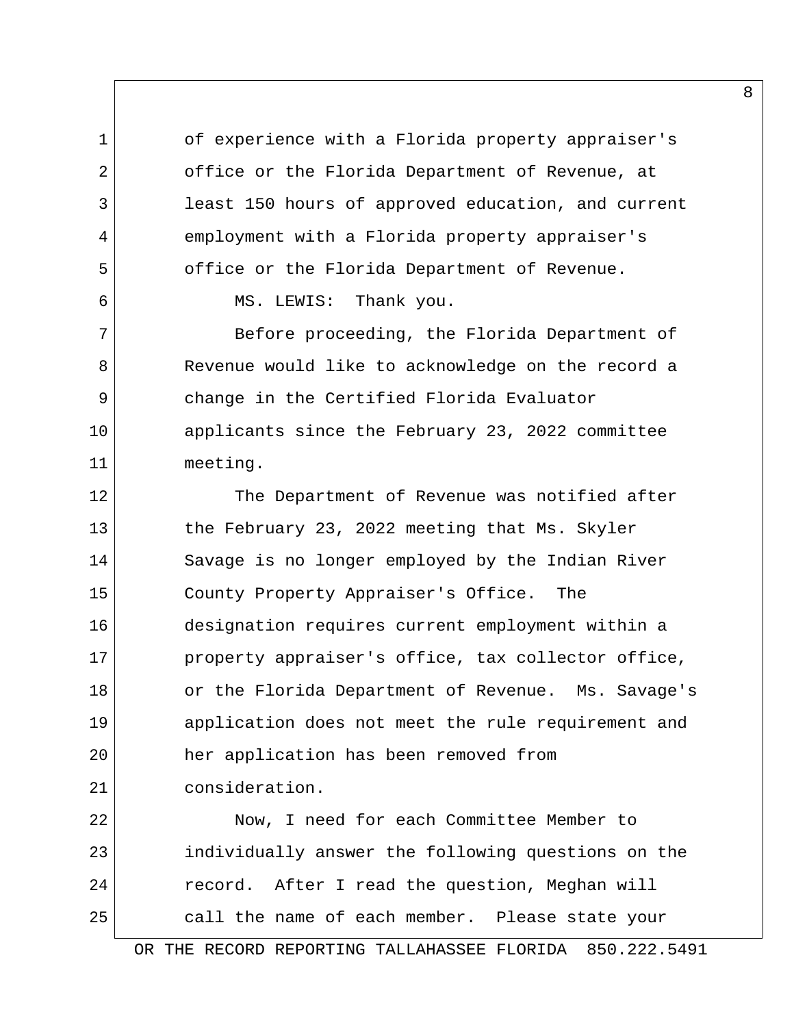of experience with a Florida property appraiser's office or the Florida Department of Revenue, at least 150 hours of approved education, and current employment with a Florida property appraiser's office or the Florida Department of Revenue.

MS. LEWIS: Thank you.

Before proceeding, the Florida Department of Revenue would like to acknowledge on the record a change in the Certified Florida Evaluator applicants since the February 23, 2022 committee meeting.

The Department of Revenue was notified after the February 23, 2022 meeting that Ms. Skyler Savage is no longer employed by the Indian River County Property Appraiser's Office. The designation requires current employment within a property appraiser's office, tax collector office, or the Florida Department of Revenue. Ms. Savage's application does not meet the rule requirement and her application has been removed from consideration.

Now, I need for each Committee Member to individually answer the following questions on the record. After I read the question, Meghan will call the name of each member. Please state your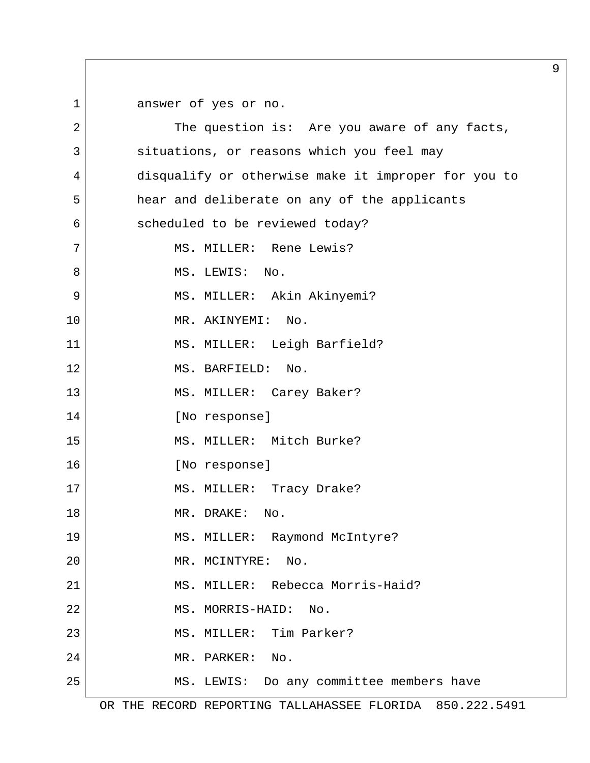answer of yes or no.

The question is: Are you aware of any facts, situations, or reasons which you feel may disqualify or otherwise make it improper for you to hear and deliberate on any of the applicants scheduled to be reviewed today?

MS. MILLER: Rene Lewis?

MS. LEWIS: No.

MS. MILLER: Akin Akinyemi?

MR. AKINYEMI: No.

MS. MILLER: Leigh Barfield?

MS. BARFIELD: No.

MS. MILLER: Carey Baker?

[No response]

MS. MILLER: Mitch Burke?

[No response]

MS. MILLER: Tracy Drake?

MR. DRAKE: No.

MS. MILLER: Raymond McIntyre?

MR. MCINTYRE: No.

MS. MILLER: Rebecca Morris-Haid?

MS. MORRIS-HAID: No.

MS. MILLER: Tim Parker?

MR. PARKER: No.

MS. LEWIS: Do any committee members have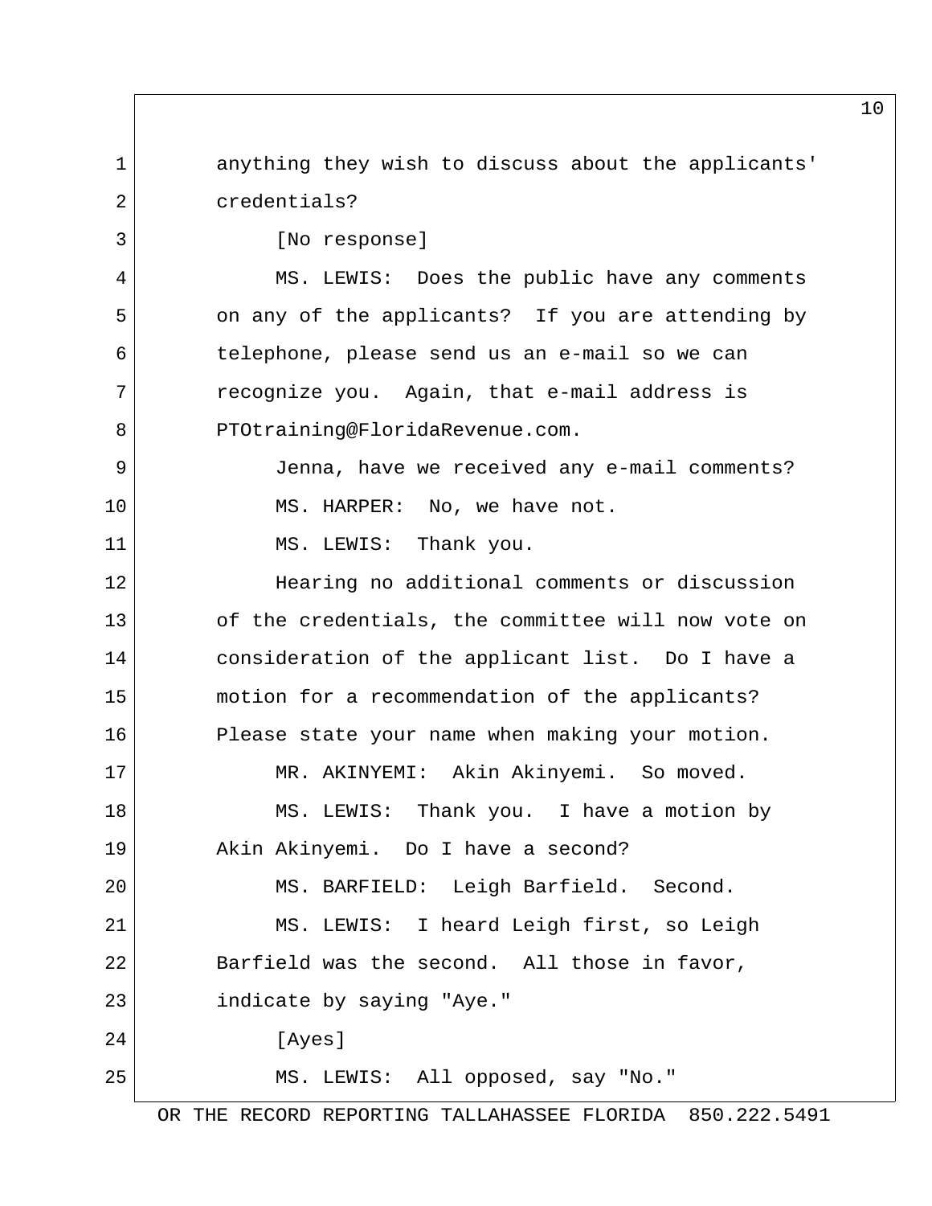anything they wish to discuss about the applicants' credentials?

[No response]

MS. LEWIS: Does the public have any comments on any of the applicants? If you are attending by telephone, please send us an e-mail so we can recognize you. Again, that e-mail address is PTOtraining@FloridaRevenue.com.

Jenna, have we received any e-mail comments?

MS. HARPER: No, we have not.

MS. LEWIS: Thank you.

Hearing no additional comments or discussion of the credentials, the committee will now vote on consideration of the applicant list. Do I have a motion for a recommendation of the applicants? Please state your name when making your motion.

MR. AKINYEMI: Akin Akinyemi. So moved.

MS. LEWIS: Thank you. I have a motion by Akin Akinyemi. Do I have a second?

MS. BARFIELD: Leigh Barfield. Second.

MS. LEWIS: I heard Leigh first, so Leigh Barfield was the second. All those in favor, indicate by saying "Aye."

[Ayes]

MS. LEWIS: All opposed, say "No."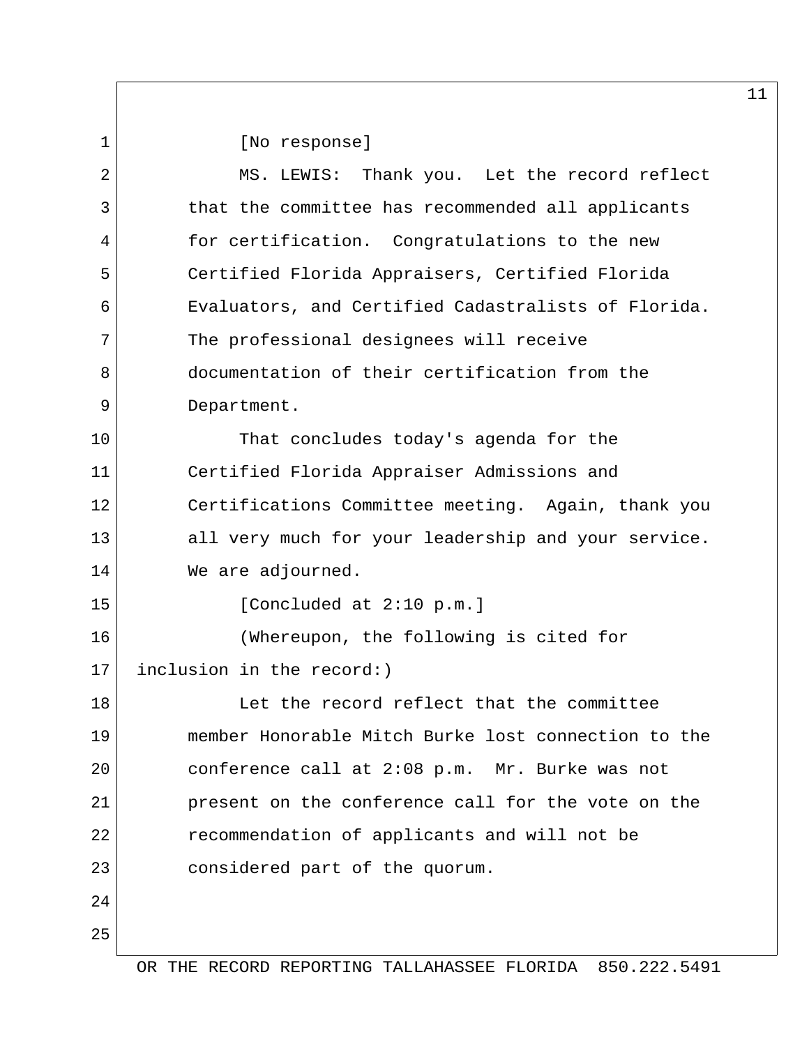[No response]

MS. LEWIS: Thank you. Let the record reflect that the committee has recommended all applicants for certification. Congratulations to the new Certified Florida Appraisers, Certified Florida Evaluators, and Certified Cadastralists of Florida. The professional designees will receive documentation of their certification from the Department.

That concludes today's agenda for the Certified Florida Appraiser Admissions and Certifications Committee meeting. Again, thank you all very much for your leadership and your service. We are adjourned.

[Concluded at 2:10 p.m.]

(Whereupon, the following is cited for inclusion in the record:)

Let the record reflect that the committee member Honorable Mitch Burke lost connection to the conference call at 2:08 p.m. Mr. Burke was not present on the conference call for the vote on the recommendation of applicants and will not be considered part of the quorum.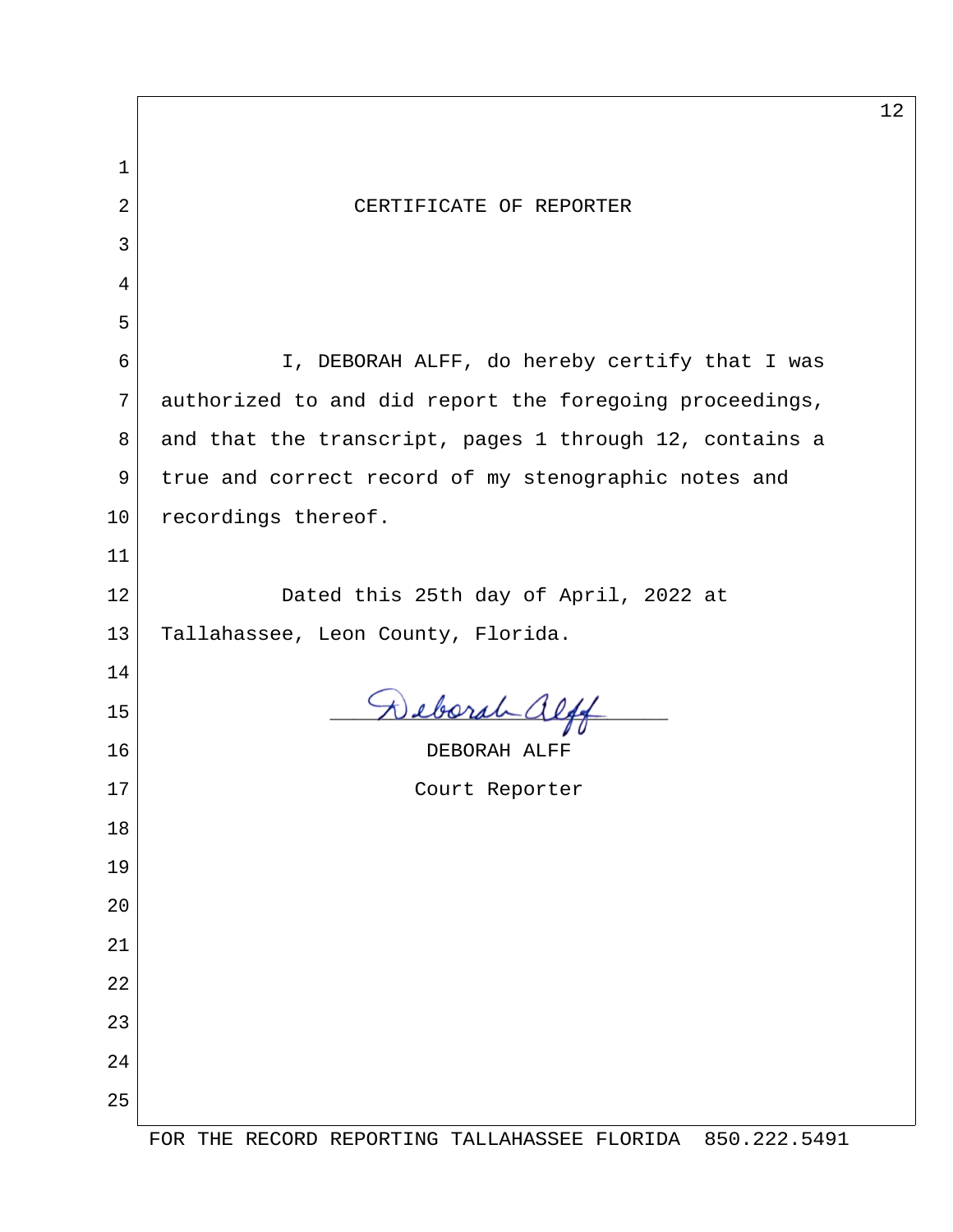## CERTIFICATE OF REPORTER

I, DEBORAH ALFF, do hereby certify that I was authorized to and did report the foregoing proceedings, and that the transcript, pages 1 through 12, contains a true and correct record of my stenographic notes and recordings thereof.

Dated this 25th day of April, 2022 at Tallahassee, Leon County, Florida.

Deborah Alff

DEBORAH ALFF

Court Reporter